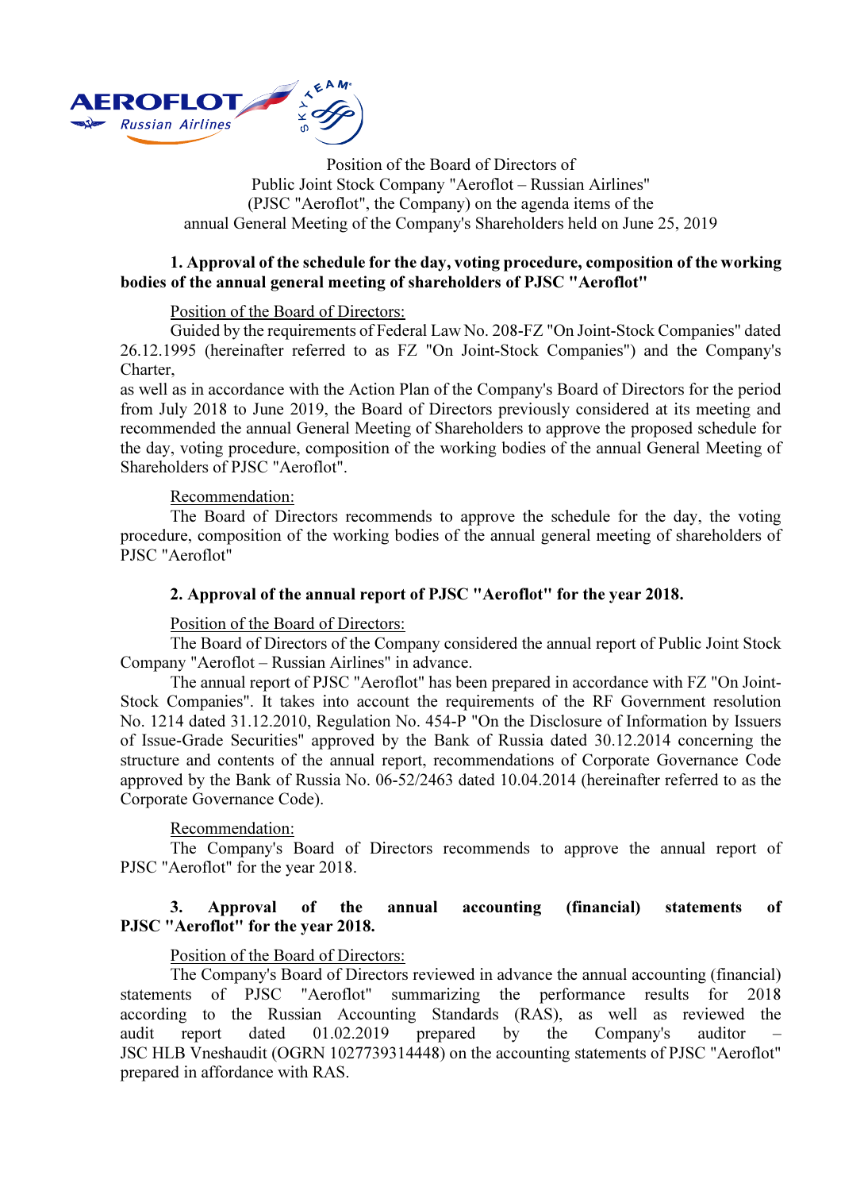Position of the Board of Directors of
Public Joint Stock Company "Aeroflot – Russian Airlines"
(PJSC "Aeroflot", the Company) on the agenda items of the
annual General Meeting of the Company's Shareholders held on June 25, 2019

**1. Approval of the schedule for the day, voting procedure, composition of the working bodies of the annual general meeting of shareholders of PJSC "Aeroflot"**

Position of the Board of Directors:

Guided by the requirements of Federal Law No. 208-FZ "On Joint-Stock Companies" dated 26.12.1995 (hereinafter referred to as FZ "On Joint-Stock Companies") and the Company's Charter,

as well as in accordance with the Action Plan of the Company's Board of Directors for the period from July 2018 to June 2019, the Board of Directors previously considered at its meeting and recommended the annual General Meeting of Shareholders to approve the proposed schedule for the day, voting procedure, composition of the working bodies of the annual General Meeting of Shareholders of PJSC "Aeroflot".

Recommendation:

The Board of Directors recommends to approve the schedule for the day, the voting procedure, composition of the working bodies of the annual general meeting of shareholders of PJSC "Aeroflot"

**2. Approval of the annual report of PJSC "Aeroflot" for the year 2018.**

Position of the Board of Directors:

The Board of Directors of the Company considered the annual report of Public Joint Stock Company "Aeroflot – Russian Airlines" in advance.

The annual report of PJSC "Aeroflot" has been prepared in accordance with FZ "On Joint-Stock Companies". It takes into account the requirements of the RF Government resolution No. 1214 dated 31.12.2010, Regulation No. 454-P "On the Disclosure of Information by Issuers of Issue-Grade Securities" approved by the Bank of Russia dated 30.12.2014 concerning the structure and contents of the annual report, recommendations of Corporate Governance Code approved by the Bank of Russia No. 06-52/2463 dated 10.04.2014 (hereinafter referred to as the Corporate Governance Code).

Recommendation:

The Company's Board of Directors recommends to approve the annual report of PJSC "Aeroflot" for the year 2018.

**3. Approval of the annual accounting (financial) statements of PJSC "Aeroflot" for the year 2018.**

Position of the Board of Directors:

The Company's Board of Directors reviewed in advance the annual accounting (financial) statements of PJSC "Aeroflot" summarizing the performance results for 2018 according to the Russian Accounting Standards (RAS), as well as reviewed the audit report dated 01.02.2019 prepared by the Company's auditor – JSC HLB Vneshaudit (OGRN 1027739314448) on the accounting statements of PJSC "Aeroflot" prepared in affordance with RAS.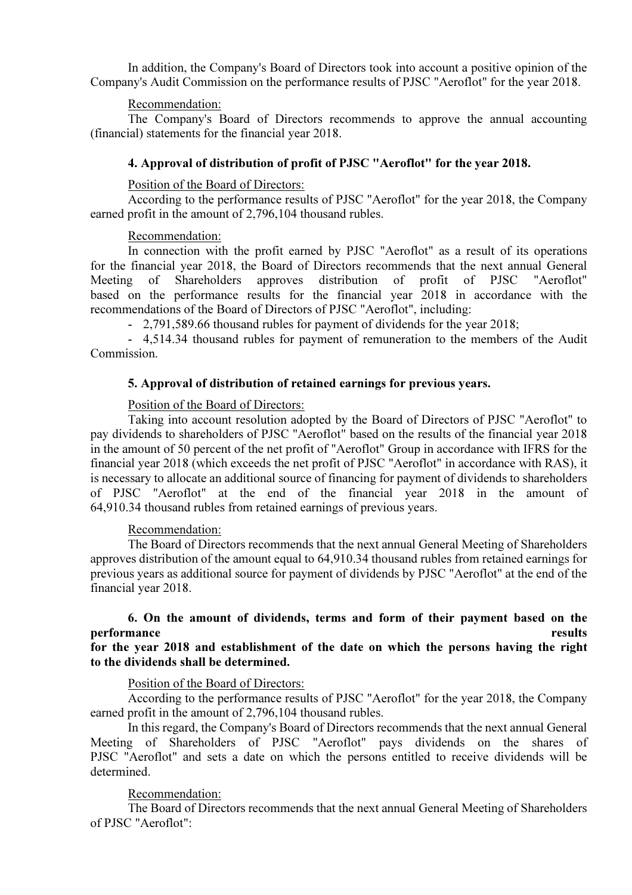In addition, the Company's Board of Directors took into account a positive opinion of the Company's Audit Commission on the performance results of PJSC "Aeroflot" for the year 2018.

Recommendation:
The Company's Board of Directors recommends to approve the annual accounting (financial) statements for the financial year 2018.

**4. Approval of distribution of profit of PJSC "Aeroflot" for the year 2018.**

Position of the Board of Directors:
According to the performance results of PJSC "Aeroflot" for the year 2018, the Company earned profit in the amount of 2,796,104 thousand rubles.

Recommendation:
In connection with the profit earned by PJSC "Aeroflot" as a result of its operations for the financial year 2018, the Board of Directors recommends that the next annual General Meeting of Shareholders approves distribution of profit of PJSC "Aeroflot" based on the performance results for the financial year 2018 in accordance with the recommendations of the Board of Directors of PJSC "Aeroflot", including:

- 2,791,589.66 thousand rubles for payment of dividends for the year 2018;
- 4,514.34 thousand rubles for payment of remuneration to the members of the Audit Commission.

**5. Approval of distribution of retained earnings for previous years.**

Position of the Board of Directors:
Taking into account resolution adopted by the Board of Directors of PJSC "Aeroflot" to pay dividends to shareholders of PJSC "Aeroflot" based on the results of the financial year 2018 in the amount of 50 percent of the net profit of "Aeroflot" Group in accordance with IFRS for the financial year 2018 (which exceeds the net profit of PJSC "Aeroflot" in accordance with RAS), it is necessary to allocate an additional source of financing for payment of dividends to shareholders of PJSC "Aeroflot" at the end of the financial year 2018 in the amount of 64,910.34 thousand rubles from retained earnings of previous years.

Recommendation:
The Board of Directors recommends that the next annual General Meeting of Shareholders approves distribution of the amount equal to 64,910.34 thousand rubles from retained earnings for previous years as additional source for payment of dividends by PJSC "Aeroflot" at the end of the financial year 2018.

**6. On the amount of dividends, terms and form of their payment based on the performance results for the year 2018 and establishment of the date on which the persons having the right to the dividends shall be determined.**

Position of the Board of Directors:
According to the performance results of PJSC "Aeroflot" for the year 2018, the Company earned profit in the amount of 2,796,104 thousand rubles.

In this regard, the Company's Board of Directors recommends that the next annual General Meeting of Shareholders of PJSC "Aeroflot" pays dividends on the shares of PJSC "Aeroflot" and sets a date on which the persons entitled to receive dividends will be determined.

Recommendation:
The Board of Directors recommends that the next annual General Meeting of Shareholders of PJSC "Aeroflot":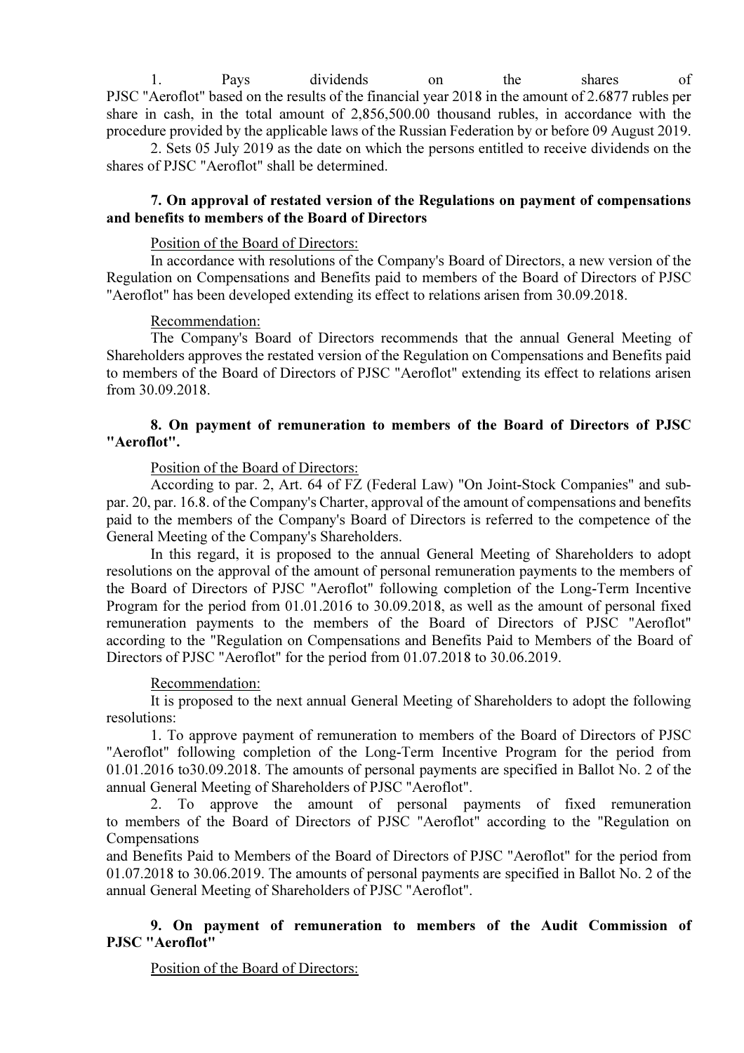1. Pays dividends on the shares of PJSC "Aeroflot" based on the results of the financial year 2018 in the amount of 2.6877 rubles per share in cash, in the total amount of 2,856,500.00 thousand rubles, in accordance with the procedure provided by the applicable laws of the Russian Federation by or before 09 August 2019.

2. Sets 05 July 2019 as the date on which the persons entitled to receive dividends on the shares of PJSC "Aeroflot" shall be determined.

**7. On approval of restated version of the Regulations on payment of compensations and benefits to members of the Board of Directors**

Position of the Board of Directors:

In accordance with resolutions of the Company's Board of Directors, a new version of the Regulation on Compensations and Benefits paid to members of the Board of Directors of PJSC "Aeroflot" has been developed extending its effect to relations arisen from 30.09.2018.

Recommendation:

The Company's Board of Directors recommends that the annual General Meeting of Shareholders approves the restated version of the Regulation on Compensations and Benefits paid to members of the Board of Directors of PJSC "Aeroflot" extending its effect to relations arisen from 30.09.2018.

**8. On payment of remuneration to members of the Board of Directors of PJSC "Aeroflot".**

Position of the Board of Directors:

According to par. 2, Art. 64 of FZ (Federal Law) "On Joint-Stock Companies" and sub-par. 20, par. 16.8. of the Company's Charter, approval of the amount of compensations and benefits paid to the members of the Company's Board of Directors is referred to the competence of the General Meeting of the Company's Shareholders.

In this regard, it is proposed to the annual General Meeting of Shareholders to adopt resolutions on the approval of the amount of personal remuneration payments to the members of the Board of Directors of PJSC "Aeroflot" following completion of the Long-Term Incentive Program for the period from 01.01.2016 to 30.09.2018, as well as the amount of personal fixed remuneration payments to the members of the Board of Directors of PJSC "Aeroflot" according to the "Regulation on Compensations and Benefits Paid to Members of the Board of Directors of PJSC "Aeroflot" for the period from 01.07.2018 to 30.06.2019.

Recommendation:

It is proposed to the next annual General Meeting of Shareholders to adopt the following resolutions:

1. To approve payment of remuneration to members of the Board of Directors of PJSC "Aeroflot" following completion of the Long-Term Incentive Program for the period from 01.01.2016 to30.09.2018. The amounts of personal payments are specified in Ballot No. 2 of the annual General Meeting of Shareholders of PJSC "Aeroflot".

2. To approve the amount of personal payments of fixed remuneration to members of the Board of Directors of PJSC "Aeroflot" according to the "Regulation on Compensations and Benefits Paid to Members of the Board of Directors of PJSC "Aeroflot" for the period from 01.07.2018 to 30.06.2019. The amounts of personal payments are specified in Ballot No. 2 of the annual General Meeting of Shareholders of PJSC "Aeroflot".

**9. On payment of remuneration to members of the Audit Commission of PJSC "Aeroflot"**

Position of the Board of Directors: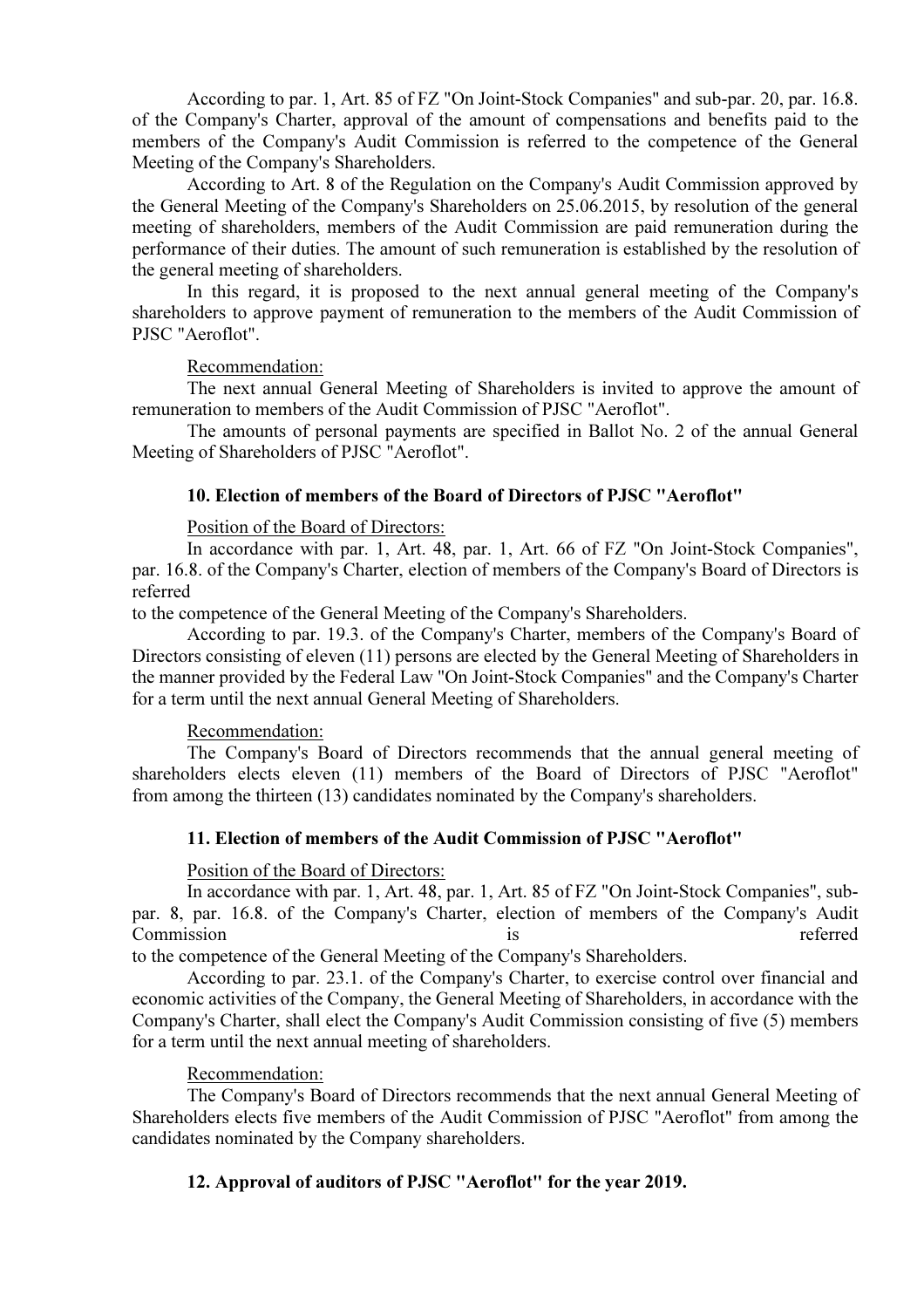According to par. 1, Art. 85 of FZ "On Joint-Stock Companies" and sub-par. 20, par. 16.8. of the Company's Charter, approval of the amount of compensations and benefits paid to the members of the Company's Audit Commission is referred to the competence of the General Meeting of the Company's Shareholders.

According to Art. 8 of the Regulation on the Company's Audit Commission approved by the General Meeting of the Company's Shareholders on 25.06.2015, by resolution of the general meeting of shareholders, members of the Audit Commission are paid remuneration during the performance of their duties. The amount of such remuneration is established by the resolution of the general meeting of shareholders.

In this regard, it is proposed to the next annual general meeting of the Company's shareholders to approve payment of remuneration to the members of the Audit Commission of PJSC "Aeroflot".

Recommendation:

The next annual General Meeting of Shareholders is invited to approve the amount of remuneration to members of the Audit Commission of PJSC "Aeroflot".

The amounts of personal payments are specified in Ballot No. 2 of the annual General Meeting of Shareholders of PJSC "Aeroflot".

#### 10. Election of members of the Board of Directors of PJSC "Aeroflot"

Position of the Board of Directors:

In accordance with par. 1, Art. 48, par. 1, Art. 66 of FZ "On Joint-Stock Companies", par. 16.8. of the Company's Charter, election of members of the Company's Board of Directors is referred to the competence of the General Meeting of the Company's Shareholders.

According to par. 19.3. of the Company's Charter, members of the Company's Board of Directors consisting of eleven (11) persons are elected by the General Meeting of Shareholders in the manner provided by the Federal Law "On Joint-Stock Companies" and the Company's Charter for a term until the next annual General Meeting of Shareholders.

Recommendation:

The Company's Board of Directors recommends that the annual general meeting of shareholders elects eleven (11) members of the Board of Directors of PJSC "Aeroflot" from among the thirteen (13) candidates nominated by the Company's shareholders.

#### 11. Election of members of the Audit Commission of PJSC "Aeroflot"

Position of the Board of Directors:

In accordance with par. 1, Art. 48, par. 1, Art. 85 of FZ "On Joint-Stock Companies", sub-par. 8, par. 16.8. of the Company's Charter, election of members of the Company's Audit Commission is referred to the competence of the General Meeting of the Company's Shareholders.

According to par. 23.1. of the Company's Charter, to exercise control over financial and economic activities of the Company, the General Meeting of Shareholders, in accordance with the Company's Charter, shall elect the Company's Audit Commission consisting of five (5) members for a term until the next annual meeting of shareholders.

Recommendation:

The Company's Board of Directors recommends that the next annual General Meeting of Shareholders elects five members of the Audit Commission of PJSC "Aeroflot" from among the candidates nominated by the Company shareholders.

#### 12. Approval of auditors of PJSC "Aeroflot" for the year 2019.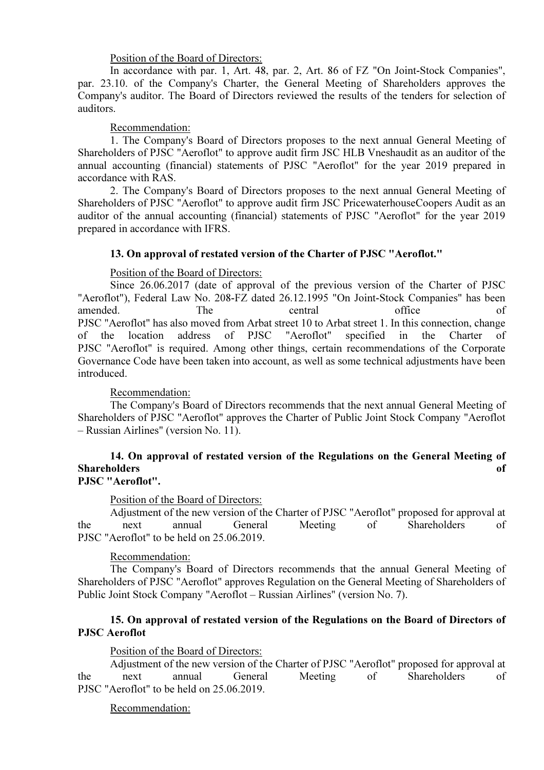Position of the Board of Directors:

In accordance with par. 1, Art. 48, par. 2, Art. 86 of FZ "On Joint-Stock Companies", par. 23.10. of the Company's Charter, the General Meeting of Shareholders approves the Company's auditor. The Board of Directors reviewed the results of the tenders for selection of auditors.

Recommendation:

1. The Company's Board of Directors proposes to the next annual General Meeting of Shareholders of PJSC "Aeroflot" to approve audit firm JSC HLB Vneshaudit as an auditor of the annual accounting (financial) statements of PJSC "Aeroflot" for the year 2019 prepared in accordance with RAS.

2. The Company's Board of Directors proposes to the next annual General Meeting of Shareholders of PJSC "Aeroflot" to approve audit firm JSC PricewaterhouseCoopers Audit as an auditor of the annual accounting (financial) statements of PJSC "Aeroflot" for the year 2019 prepared in accordance with IFRS.

**13. On approval of restated version of the Charter of PJSC "Aeroflot."**

Position of the Board of Directors:

Since 26.06.2017 (date of approval of the previous version of the Charter of PJSC "Aeroflot"), Federal Law No. 208-FZ dated 26.12.1995 "On Joint-Stock Companies" has been amended. The central office of PJSC "Aeroflot" has also moved from Arbat street 10 to Arbat street 1. In this connection, change of the location address of PJSC "Aeroflot" specified in the Charter of PJSC "Aeroflot" is required. Among other things, certain recommendations of the Corporate Governance Code have been taken into account, as well as some technical adjustments have been introduced.

Recommendation:

The Company's Board of Directors recommends that the next annual General Meeting of Shareholders of PJSC "Aeroflot" approves the Charter of Public Joint Stock Company "Aeroflot – Russian Airlines" (version No. 11).

**14. On approval of restated version of the Regulations on the General Meeting of Shareholders of PJSC "Aeroflot".**

Position of the Board of Directors:

Adjustment of the new version of the Charter of PJSC "Aeroflot" proposed for approval at the next annual General Meeting of Shareholders of PJSC "Aeroflot" to be held on 25.06.2019.

Recommendation:

The Company's Board of Directors recommends that the annual General Meeting of Shareholders of PJSC "Aeroflot" approves Regulation on the General Meeting of Shareholders of Public Joint Stock Company "Aeroflot – Russian Airlines" (version No. 7).

**15. On approval of restated version of the Regulations on the Board of Directors of PJSC Aeroflot**

Position of the Board of Directors:

Adjustment of the new version of the Charter of PJSC "Aeroflot" proposed for approval at the next annual General Meeting of Shareholders of PJSC "Aeroflot" to be held on 25.06.2019.

Recommendation: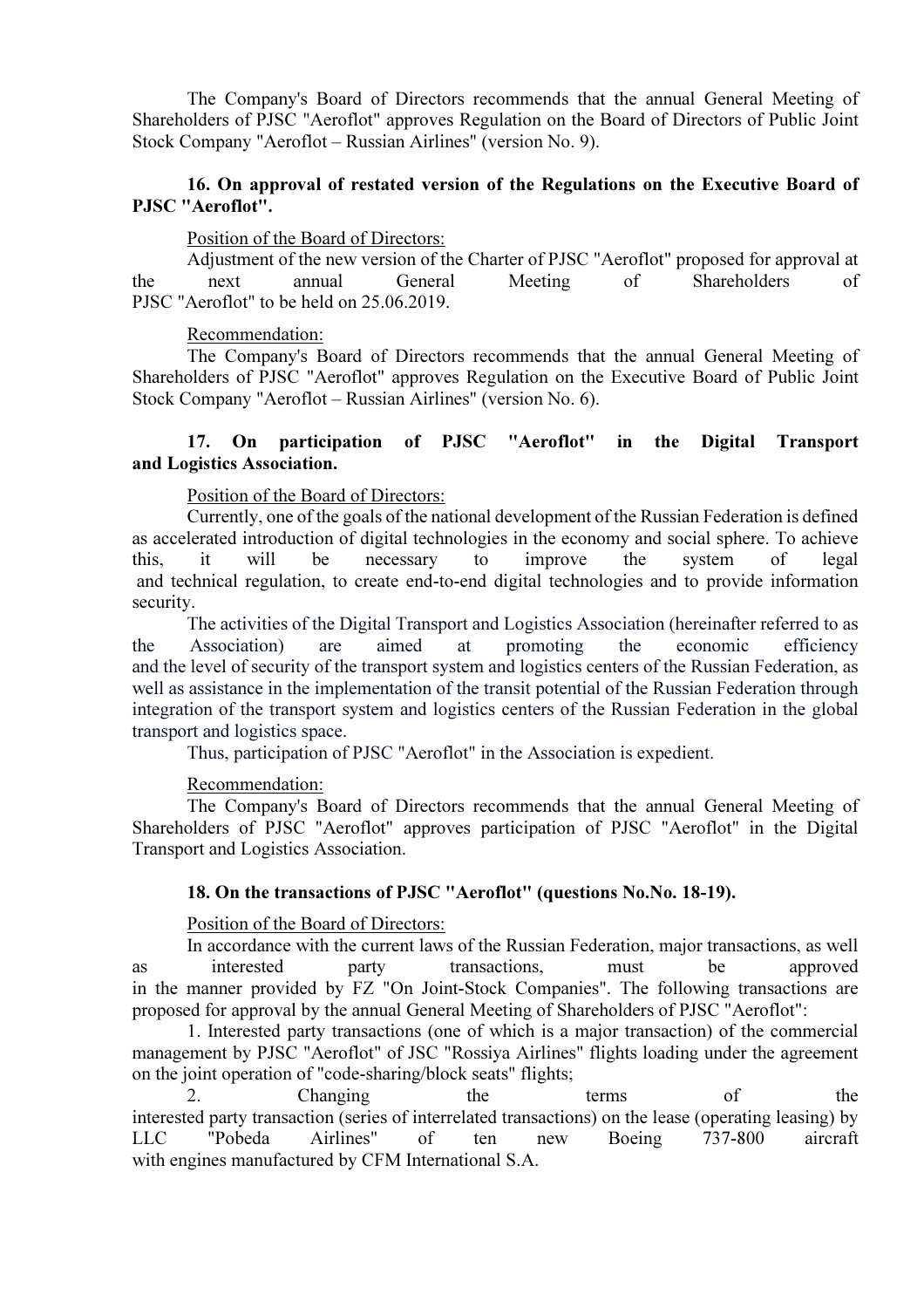The Company's Board of Directors recommends that the annual General Meeting of Shareholders of PJSC "Aeroflot" approves Regulation on the Board of Directors of Public Joint Stock Company "Aeroflot – Russian Airlines" (version No. 9).

**16. On approval of restated version of the Regulations on the Executive Board of PJSC "Aeroflot".**

Position of the Board of Directors:

Adjustment of the new version of the Charter of PJSC "Aeroflot" proposed for approval at the next annual General Meeting of Shareholders of PJSC "Aeroflot" to be held on 25.06.2019.

Recommendation:

The Company's Board of Directors recommends that the annual General Meeting of Shareholders of PJSC "Aeroflot" approves Regulation on the Executive Board of Public Joint Stock Company "Aeroflot – Russian Airlines" (version No. 6).

**17. On participation of PJSC "Aeroflot" in the Digital Transport and Logistics Association.**

Position of the Board of Directors:

Currently, one of the goals of the national development of the Russian Federation is defined as accelerated introduction of digital technologies in the economy and social sphere. To achieve this, it will be necessary to improve the system of legal and technical regulation, to create end-to-end digital technologies and to provide information security.

The activities of the Digital Transport and Logistics Association (hereinafter referred to as the Association) are aimed at promoting the economic efficiency and the level of security of the transport system and logistics centers of the Russian Federation, as well as assistance in the implementation of the transit potential of the Russian Federation through integration of the transport system and logistics centers of the Russian Federation in the global transport and logistics space.

Thus, participation of PJSC "Aeroflot" in the Association is expedient.

Recommendation:

The Company's Board of Directors recommends that the annual General Meeting of Shareholders of PJSC "Aeroflot" approves participation of PJSC "Aeroflot" in the Digital Transport and Logistics Association.

**18. On the transactions of PJSC "Aeroflot" (questions No.No. 18-19).**

Position of the Board of Directors:

In accordance with the current laws of the Russian Federation, major transactions, as well as interested party transactions, must be approved in the manner provided by FZ "On Joint-Stock Companies". The following transactions are proposed for approval by the annual General Meeting of Shareholders of PJSC "Aeroflot":

1. Interested party transactions (one of which is a major transaction) of the commercial management by PJSC "Aeroflot" of JSC "Rossiya Airlines" flights loading under the agreement on the joint operation of "code-sharing/block seats" flights;
2. Changing the terms of the interested party transaction (series of interrelated transactions) on the lease (operating leasing) by LLC "Pobeda Airlines" of ten new Boeing 737-800 aircraft with engines manufactured by CFM International S.A.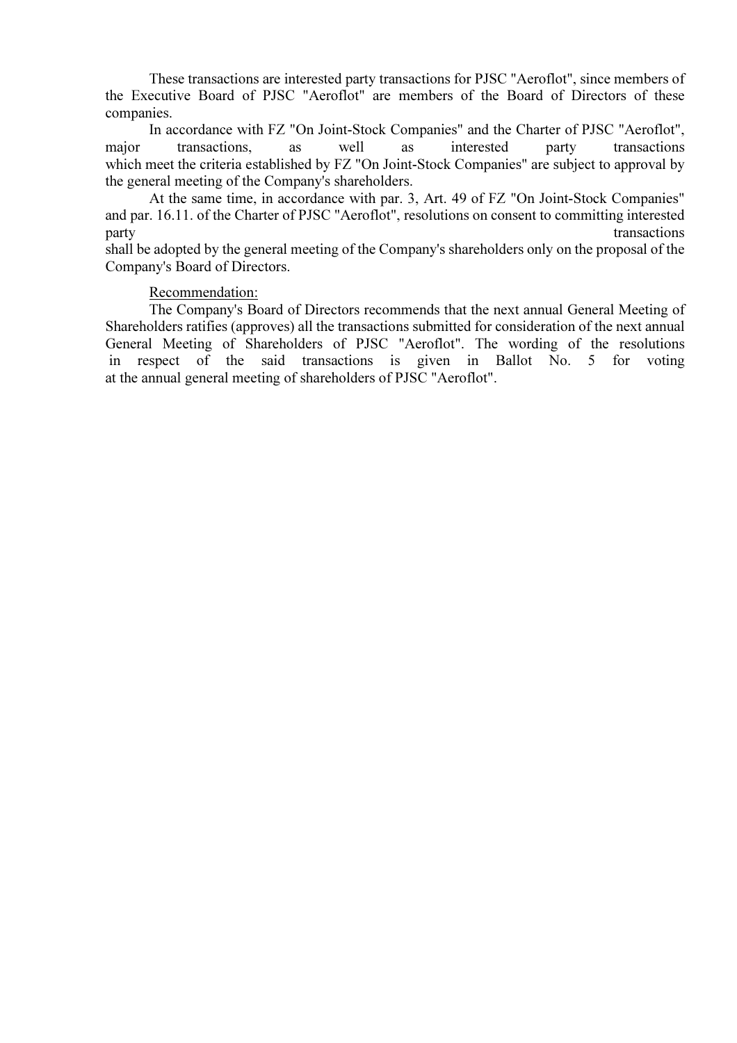These transactions are interested party transactions for PJSC "Aeroflot", since members of the Executive Board of PJSC "Aeroflot" are members of the Board of Directors of these companies.

In accordance with FZ "On Joint-Stock Companies" and the Charter of PJSC "Aeroflot", major transactions, as well as interested party transactions which meet the criteria established by FZ "On Joint-Stock Companies" are subject to approval by the general meeting of the Company's shareholders.

At the same time, in accordance with par. 3, Art. 49 of FZ "On Joint-Stock Companies" and par. 16.11. of the Charter of PJSC "Aeroflot", resolutions on consent to committing interested party transactions shall be adopted by the general meeting of the Company's shareholders only on the proposal of the Company's Board of Directors.

Recommendation:

The Company's Board of Directors recommends that the next annual General Meeting of Shareholders ratifies (approves) all the transactions submitted for consideration of the next annual General Meeting of Shareholders of PJSC "Aeroflot". The wording of the resolutions in respect of the said transactions is given in Ballot No. 5 for voting at the annual general meeting of shareholders of PJSC "Aeroflot".